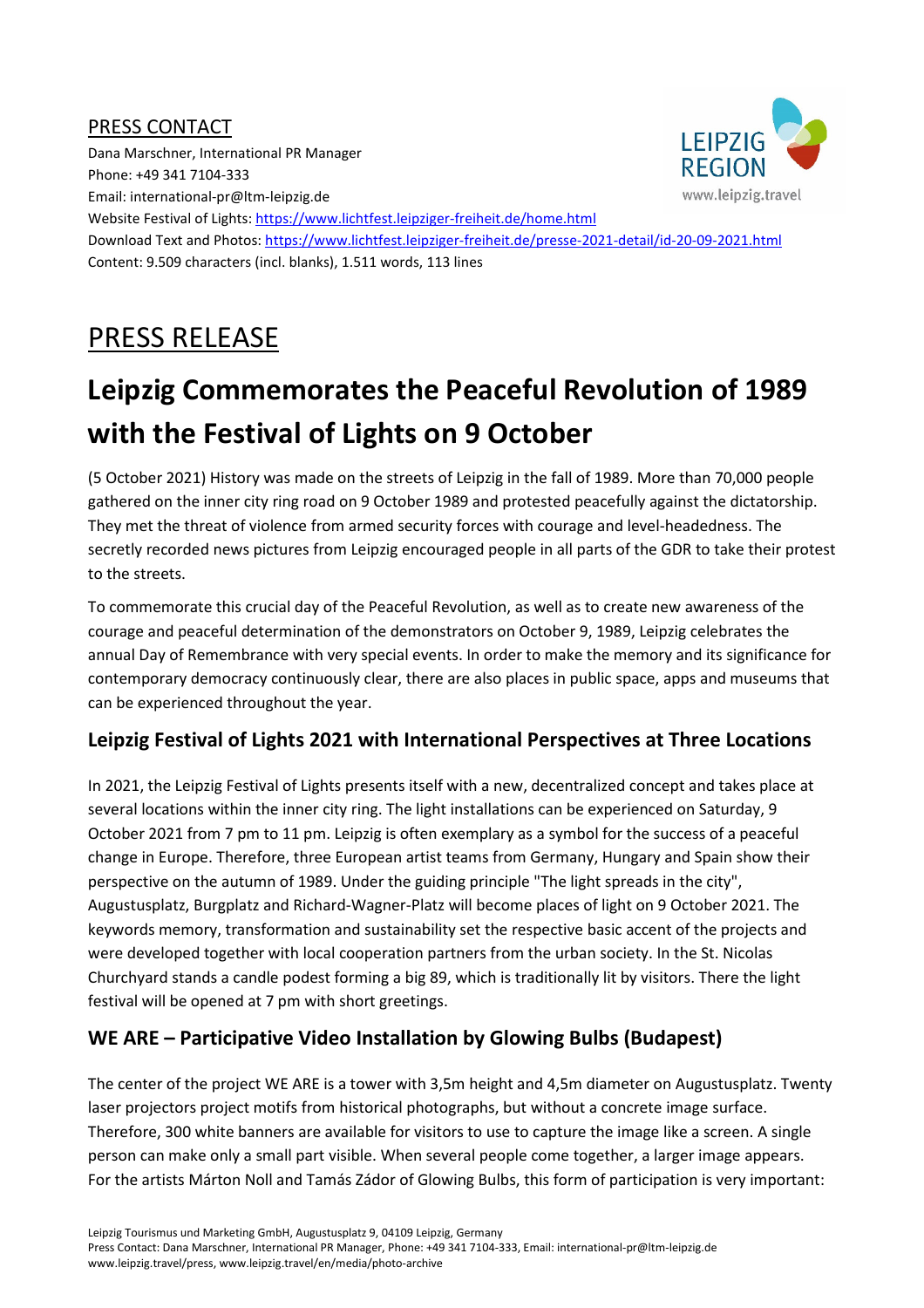PRESS CONTACT
Dana Marschner, International PR Manager
Phone: +49 341 7104-333
Email: international-pr@ltm-leipzig.de
Website Festival of Lights: https://www.lichtfest.leipziger-freiheit.de/home.html
Download Text and Photos: https://www.lichtfest.leipziger-freiheit.de/presse-2021-detail/id-20-09-2021.html
Content: 9.509 characters (incl. blanks), 1.511 words, 113 lines

LEIPZIG REGION
www.leipzig.travel

# PRESS RELEASE

# Leipzig Commemorates the Peaceful Revolution of 1989 with the Festival of Lights on 9 October

(5 October 2021) History was made on the streets of Leipzig in the fall of 1989. More than 70,000 people gathered on the inner city ring road on 9 October 1989 and protested peacefully against the dictatorship. They met the threat of violence from armed security forces with courage and level-headedness. The secretly recorded news pictures from Leipzig encouraged people in all parts of the GDR to take their protest to the streets.

To commemorate this crucial day of the Peaceful Revolution, as well as to create new awareness of the courage and peaceful determination of the demonstrators on October 9, 1989, Leipzig celebrates the annual Day of Remembrance with very special events. In order to make the memory and its significance for contemporary democracy continuously clear, there are also places in public space, apps and museums that can be experienced throughout the year.

## Leipzig Festival of Lights 2021 with International Perspectives at Three Locations

In 2021, the Leipzig Festival of Lights presents itself with a new, decentralized concept and takes place at several locations within the inner city ring. The light installations can be experienced on Saturday, 9 October 2021 from 7 pm to 11 pm. Leipzig is often exemplary as a symbol for the success of a peaceful change in Europe. Therefore, three European artist teams from Germany, Hungary and Spain show their perspective on the autumn of 1989. Under the guiding principle "The light spreads in the city", Augustusplatz, Burgplatz and Richard-Wagner-Platz will become places of light on 9 October 2021. The keywords memory, transformation and sustainability set the respective basic accent of the projects and were developed together with local cooperation partners from the urban society. In the St. Nicolas Churchyard stands a candle podest forming a big 89, which is traditionally lit by visitors. There the light festival will be opened at 7 pm with short greetings.

## WE ARE – Participative Video Installation by Glowing Bulbs (Budapest)

The center of the project WE ARE is a tower with 3,5m height and 4,5m diameter on Augustusplatz. Twenty laser projectors project motifs from historical photographs, but without a concrete image surface. Therefore, 300 white banners are available for visitors to use to capture the image like a screen. A single person can make only a small part visible. When several people come together, a larger image appears. For the artists Márton Noll and Tamás Zádor of Glowing Bulbs, this form of participation is very important: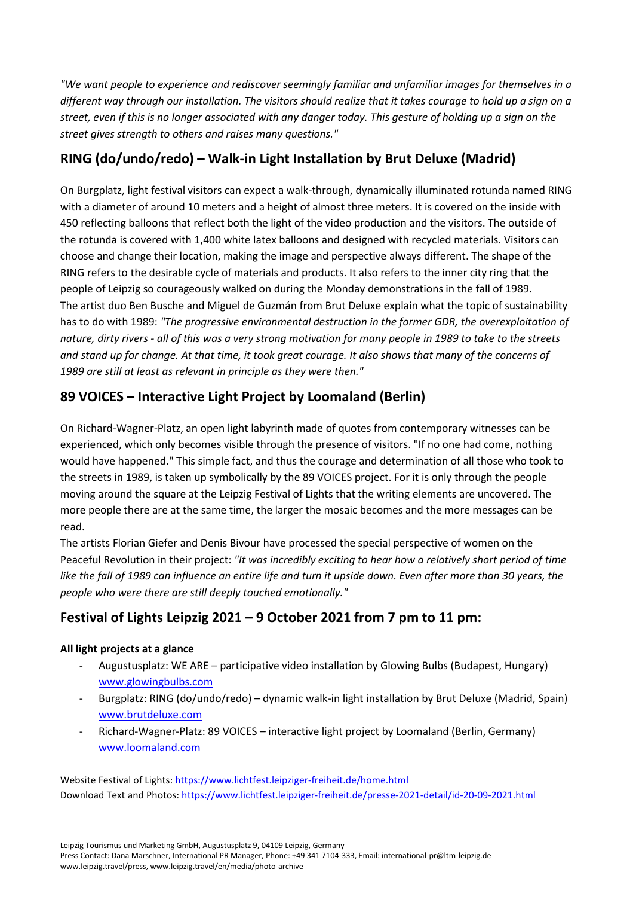*"We want people to experience and rediscover seemingly familiar and unfamiliar images for themselves in a different way through our installation. The visitors should realize that it takes courage to hold up a sign on a street, even if this is no longer associated with any danger today. This gesture of holding up a sign on the street gives strength to others and raises many questions."*

## RING (do/undo/redo) – Walk-in Light Installation by Brut Deluxe (Madrid)

On Burgplatz, light festival visitors can expect a walk-through, dynamically illuminated rotunda named RING with a diameter of around 10 meters and a height of almost three meters. It is covered on the inside with 450 reflecting balloons that reflect both the light of the video production and the visitors. The outside of the rotunda is covered with 1,400 white latex balloons and designed with recycled materials. Visitors can choose and change their location, making the image and perspective always different. The shape of the RING refers to the desirable cycle of materials and products. It also refers to the inner city ring that the people of Leipzig so courageously walked on during the Monday demonstrations in the fall of 1989.
The artist duo Ben Busche and Miguel de Guzmán from Brut Deluxe explain what the topic of sustainability has to do with 1989: *"The progressive environmental destruction in the former GDR, the overexploitation of nature, dirty rivers - all of this was a very strong motivation for many people in 1989 to take to the streets and stand up for change. At that time, it took great courage. It also shows that many of the concerns of 1989 are still at least as relevant in principle as they were then."*

## 89 VOICES – Interactive Light Project by Loomaland (Berlin)

On Richard-Wagner-Platz, an open light labyrinth made of quotes from contemporary witnesses can be experienced, which only becomes visible through the presence of visitors. "If no one had come, nothing would have happened." This simple fact, and thus the courage and determination of all those who took to the streets in 1989, is taken up symbolically by the 89 VOICES project. For it is only through the people moving around the square at the Leipzig Festival of Lights that the writing elements are uncovered. The more people there are at the same time, the larger the mosaic becomes and the more messages can be read.
The artists Florian Giefer and Denis Bivour have processed the special perspective of women on the Peaceful Revolution in their project: *"It was incredibly exciting to hear how a relatively short period of time like the fall of 1989 can influence an entire life and turn it upside down. Even after more than 30 years, the people who were there are still deeply touched emotionally."*

## Festival of Lights Leipzig 2021 – 9 October 2021 from 7 pm to 11 pm:

**All light projects at a glance**

- Augustusplatz: WE ARE – participative video installation by Glowing Bulbs (Budapest, Hungary) www.glowingbulbs.com
- Burgplatz: RING (do/undo/redo) – dynamic walk-in light installation by Brut Deluxe (Madrid, Spain) www.brutdeluxe.com
- Richard-Wagner-Platz: 89 VOICES – interactive light project by Loomaland (Berlin, Germany) www.loomaland.com

Website Festival of Lights: https://www.lichtfest.leipziger-freiheit.de/home.html
Download Text and Photos: https://www.lichtfest.leipziger-freiheit.de/presse-2021-detail/id-20-09-2021.html

Leipzig Tourismus und Marketing GmbH, Augustusplatz 9, 04109 Leipzig, Germany
Press Contact: Dana Marschner, International PR Manager, Phone: +49 341 7104-333, Email: international-pr@ltm-leipzig.de
www.leipzig.travel/press, www.leipzig.travel/en/media/photo-archive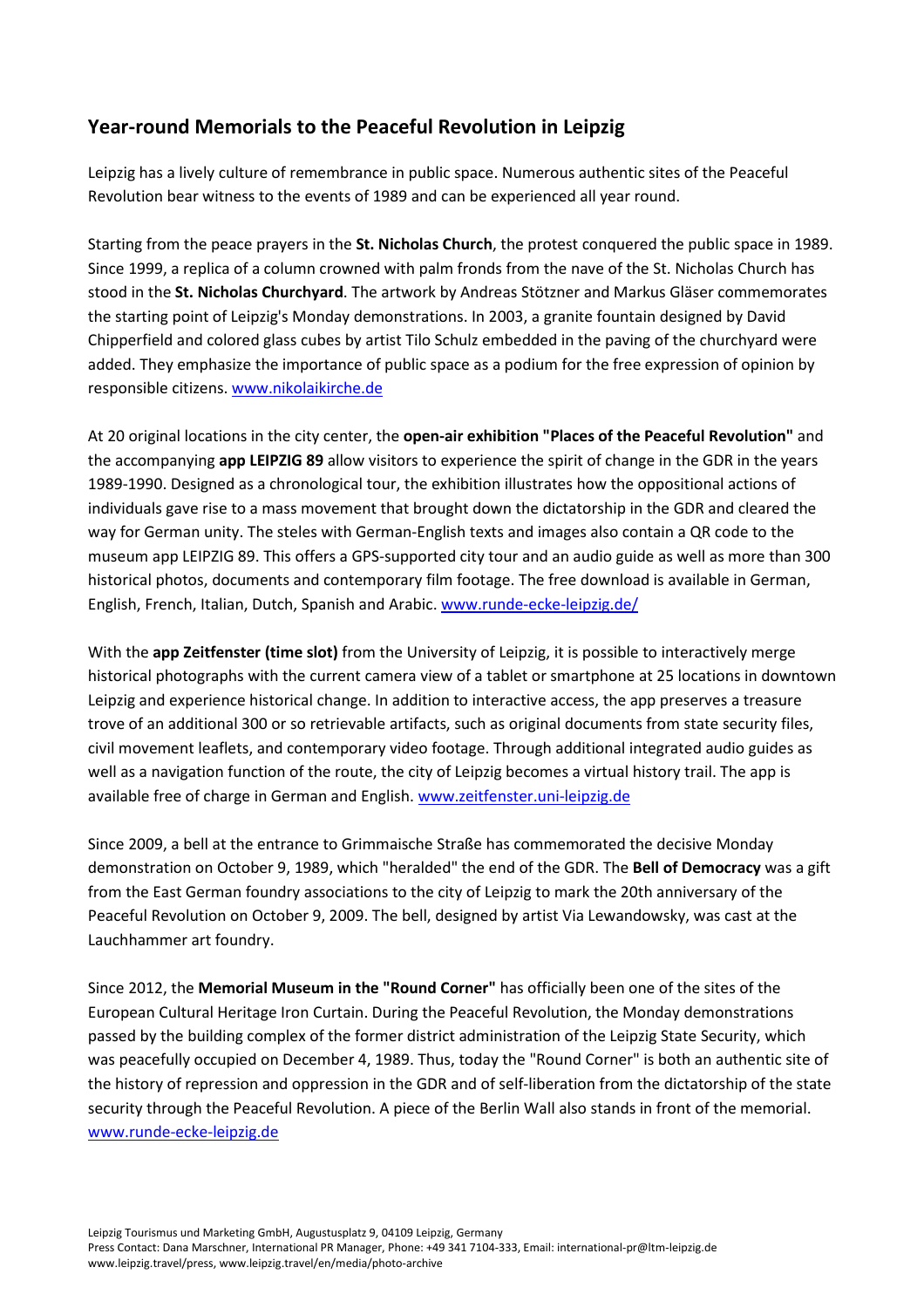## Year-round Memorials to the Peaceful Revolution in Leipzig

Leipzig has a lively culture of remembrance in public space. Numerous authentic sites of the Peaceful Revolution bear witness to the events of 1989 and can be experienced all year round.

Starting from the peace prayers in the **St. Nicholas Church**, the protest conquered the public space in 1989. Since 1999, a replica of a column crowned with palm fronds from the nave of the St. Nicholas Church has stood in the **St. Nicholas Churchyard**. The artwork by Andreas Stötzner and Markus Gläser commemorates the starting point of Leipzig's Monday demonstrations. In 2003, a granite fountain designed by David Chipperfield and colored glass cubes by artist Tilo Schulz embedded in the paving of the churchyard were added. They emphasize the importance of public space as a podium for the free expression of opinion by responsible citizens. [www.nikolaikirche.de](http://www.nikolaikirche.de)

At 20 original locations in the city center, the **open-air exhibition "Places of the Peaceful Revolution"** and the accompanying **app LEIPZIG 89** allow visitors to experience the spirit of change in the GDR in the years 1989-1990. Designed as a chronological tour, the exhibition illustrates how the oppositional actions of individuals gave rise to a mass movement that brought down the dictatorship in the GDR and cleared the way for German unity. The steles with German-English texts and images also contain a QR code to the museum app LEIPZIG 89. This offers a GPS-supported city tour and an audio guide as well as more than 300 historical photos, documents and contemporary film footage. The free download is available in German, English, French, Italian, Dutch, Spanish and Arabic. [www.runde-ecke-leipzig.de/](http://www.runde-ecke-leipzig.de/)

With the **app Zeitfenster (time slot)** from the University of Leipzig, it is possible to interactively merge historical photographs with the current camera view of a tablet or smartphone at 25 locations in downtown Leipzig and experience historical change. In addition to interactive access, the app preserves a treasure trove of an additional 300 or so retrievable artifacts, such as original documents from state security files, civil movement leaflets, and contemporary video footage. Through additional integrated audio guides as well as a navigation function of the route, the city of Leipzig becomes a virtual history trail. The app is available free of charge in German and English. [www.zeitfenster.uni-leipzig.de](http://www.zeitfenster.uni-leipzig.de)

Since 2009, a bell at the entrance to Grimmaische Straße has commemorated the decisive Monday demonstration on October 9, 1989, which "heralded" the end of the GDR. The **Bell of Democracy** was a gift from the East German foundry associations to the city of Leipzig to mark the 20th anniversary of the Peaceful Revolution on October 9, 2009. The bell, designed by artist Via Lewandowsky, was cast at the Lauchhammer art foundry.

Since 2012, the **Memorial Museum in the "Round Corner"** has officially been one of the sites of the European Cultural Heritage Iron Curtain. During the Peaceful Revolution, the Monday demonstrations passed by the building complex of the former district administration of the Leipzig State Security, which was peacefully occupied on December 4, 1989. Thus, today the "Round Corner" is both an authentic site of the history of repression and oppression in the GDR and of self-liberation from the dictatorship of the state security through the Peaceful Revolution. A piece of the Berlin Wall also stands in front of the memorial. [www.runde-ecke-leipzig.de](http://www.runde-ecke-leipzig.de)

Leipzig Tourismus und Marketing GmbH, Augustusplatz 9, 04109 Leipzig, Germany
Press Contact: Dana Marschner, International PR Manager, Phone: +49 341 7104-333, Email: international-pr@ltm-leipzig.de
www.leipzig.travel/press, www.leipzig.travel/en/media/photo-archive